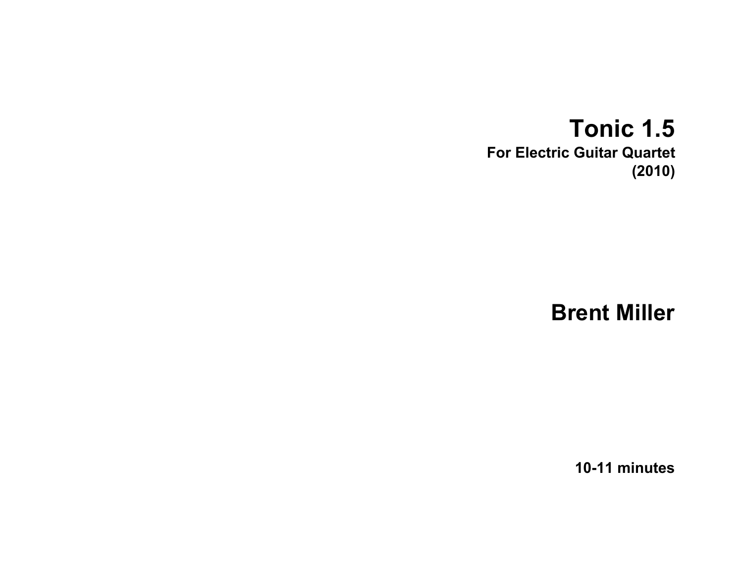# Tonic 1.5

**For Electric Guitar Quartet**
**(2010)**

## Brent Miller

**10-11 minutes**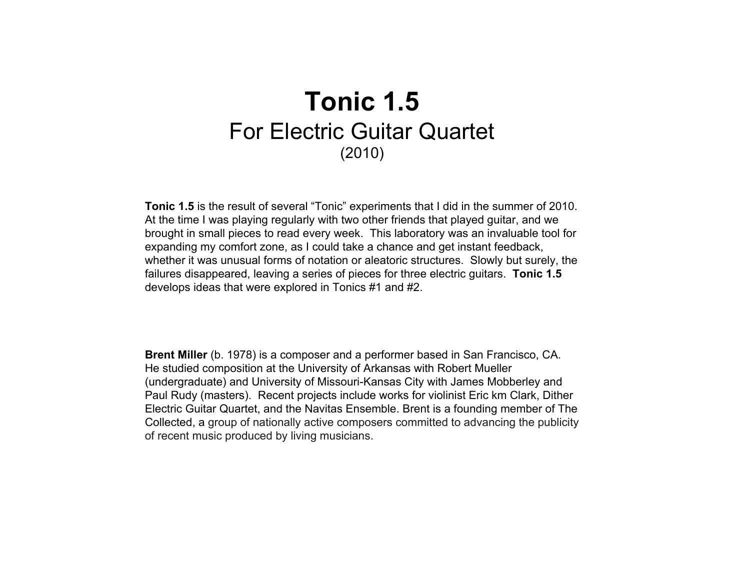# Tonic 1.5

For Electric Guitar Quartet

(2010)

**Tonic 1.5** is the result of several "Tonic" experiments that I did in the summer of 2010. At the time I was playing regularly with two other friends that played guitar, and we brought in small pieces to read every week. This laboratory was an invaluable tool for expanding my comfort zone, as I could take a chance and get instant feedback, whether it was unusual forms of notation or aleatoric structures. Slowly but surely, the failures disappeared, leaving a series of pieces for three electric guitars. **Tonic 1.5** develops ideas that were explored in Tonics #1 and #2.

**Brent Miller** (b. 1978) is a composer and a performer based in San Francisco, CA. He studied composition at the University of Arkansas with Robert Mueller (undergraduate) and University of Missouri-Kansas City with James Mobberley and Paul Rudy (masters). Recent projects include works for violinist Eric km Clark, Dither Electric Guitar Quartet, and the Navitas Ensemble. Brent is a founding member of The Collected, a group of nationally active composers committed to advancing the publicity of recent music produced by living musicians.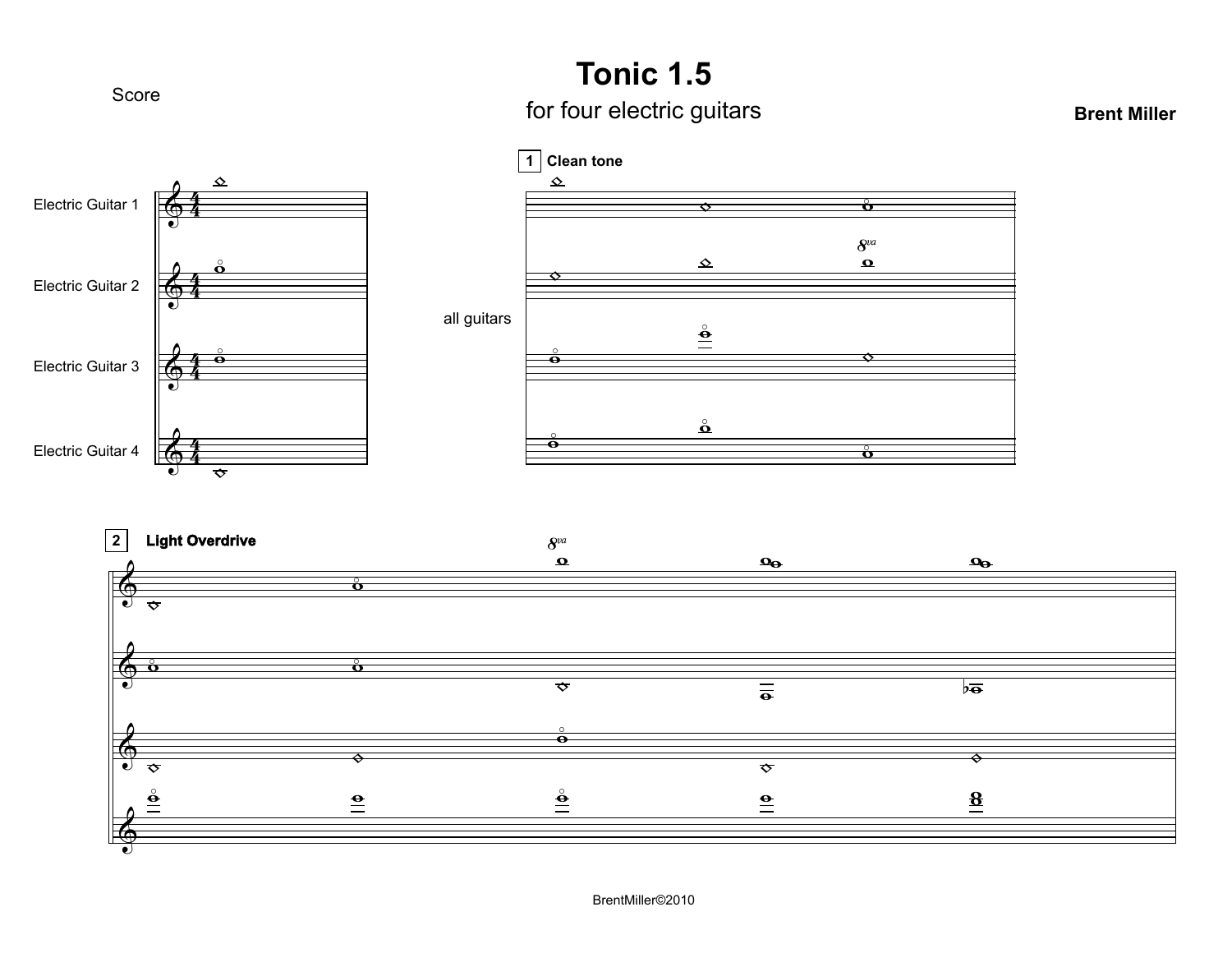Score

# Tonic 1.5

for four electric guitars

**Brent Miller**

Electric Guitar 1

Electric Guitar 2

Electric Guitar 3

Electric Guitar 4

**1** **Clean tone**

all guitars

$8^{va}$

**2** **Light Overdrive**

$8^{va}$

BrentMiller©2010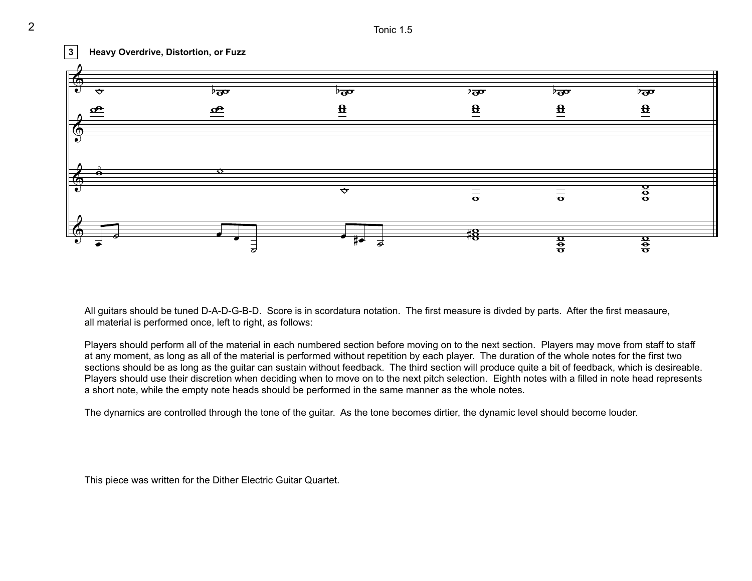**3** **Heavy Overdrive, Distortion, or Fuzz**

All guitars should be tuned D-A-D-G-B-D. Score is in scordatura notation. The first measure is divded by parts. After the first measaure, all material is performed once, left to right, as follows:

Players should perform all of the material in each numbered section before moving on to the next section. Players may move from staff to staff at any moment, as long as all of the material is performed without repetition by each player. The duration of the whole notes for the first two sections should be as long as the guitar can sustain without feedback. The third section will produce quite a bit of feedback, which is desireable. Players should use their discretion when deciding when to move on to the next pitch selection. Eighth notes with a filled in note head represents a short note, while the empty note heads should be performed in the same manner as the whole notes.

The dynamics are controlled through the tone of the guitar. As the tone becomes dirtier, the dynamic level should become louder.

This piece was written for the Dither Electric Guitar Quartet.